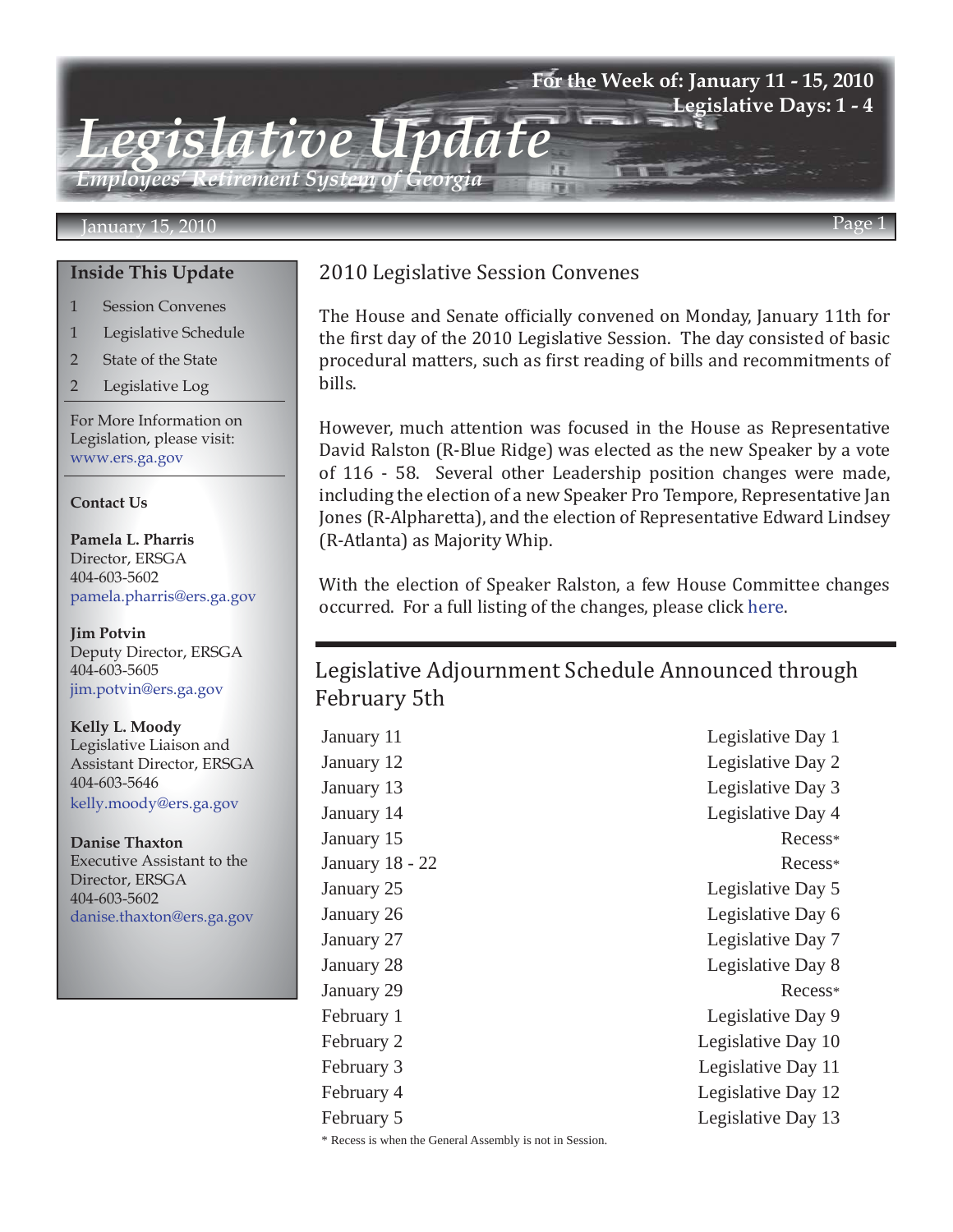# Legislative Update

*Employees' Retirement System of Georgia*

**For the Week of: January 11 - 15, 2010**
**Legislative Days: 1 - 4**

January 15, 2010

## 2010 Legislative Session Convenes

The House and Senate officially convened on Monday, January 11th for the first day of the 2010 Legislative Session. The day consisted of basic procedural matters, such as first reading of bills and recommitments of bills.

However, much attention was focused in the House as Representative David Ralston (R-Blue Ridge) was elected as the new Speaker by a vote of 116 - 58. Several other Leadership position changes were made, including the election of a new Speaker Pro Tempore, Representative Jan Jones (R-Alpharetta), and the election of Representative Edward Lindsey (R-Atlanta) as Majority Whip.

With the election of Speaker Ralston, a few House Committee changes occurred. For a full listing of the changes, please click here.

## Legislative Adjournment Schedule Announced through February 5th

| Date | Day |
|---|---|
| January 11 | Legislative Day 1 |
| January 12 | Legislative Day 2 |
| January 13 | Legislative Day 3 |
| January 14 | Legislative Day 4 |
| January 15 | Recess* |
| January 18 - 22 | Recess* |
| January 25 | Legislative Day 5 |
| January 26 | Legislative Day 6 |
| January 27 | Legislative Day 7 |
| January 28 | Legislative Day 8 |
| January 29 | Recess* |
| February 1 | Legislative Day 9 |
| February 2 | Legislative Day 10 |
| February 3 | Legislative Day 11 |
| February 4 | Legislative Day 12 |
| February 5 | Legislative Day 13 |

\* Recess is when the General Assembly is not in Session.

### Inside This Update

- 1 Session Convenes
- 1 Legislative Schedule
- 2 State of the State
- 2 Legislative Log

For More Information on Legislation, please visit: www.ers.ga.gov

### Contact Us

**Pamela L. Pharris**
Director, ERSGA
404-603-5602
pamela.pharris@ers.ga.gov

**Jim Potvin**
Deputy Director, ERSGA
404-603-5605
jim.potvin@ers.ga.gov

**Kelly L. Moody**
Legislative Liaison and Assistant Director, ERSGA
404-603-5646
kelly.moody@ers.ga.gov

**Danise Thaxton**
Executive Assistant to the Director, ERSGA
404-603-5602
danise.thaxton@ers.ga.gov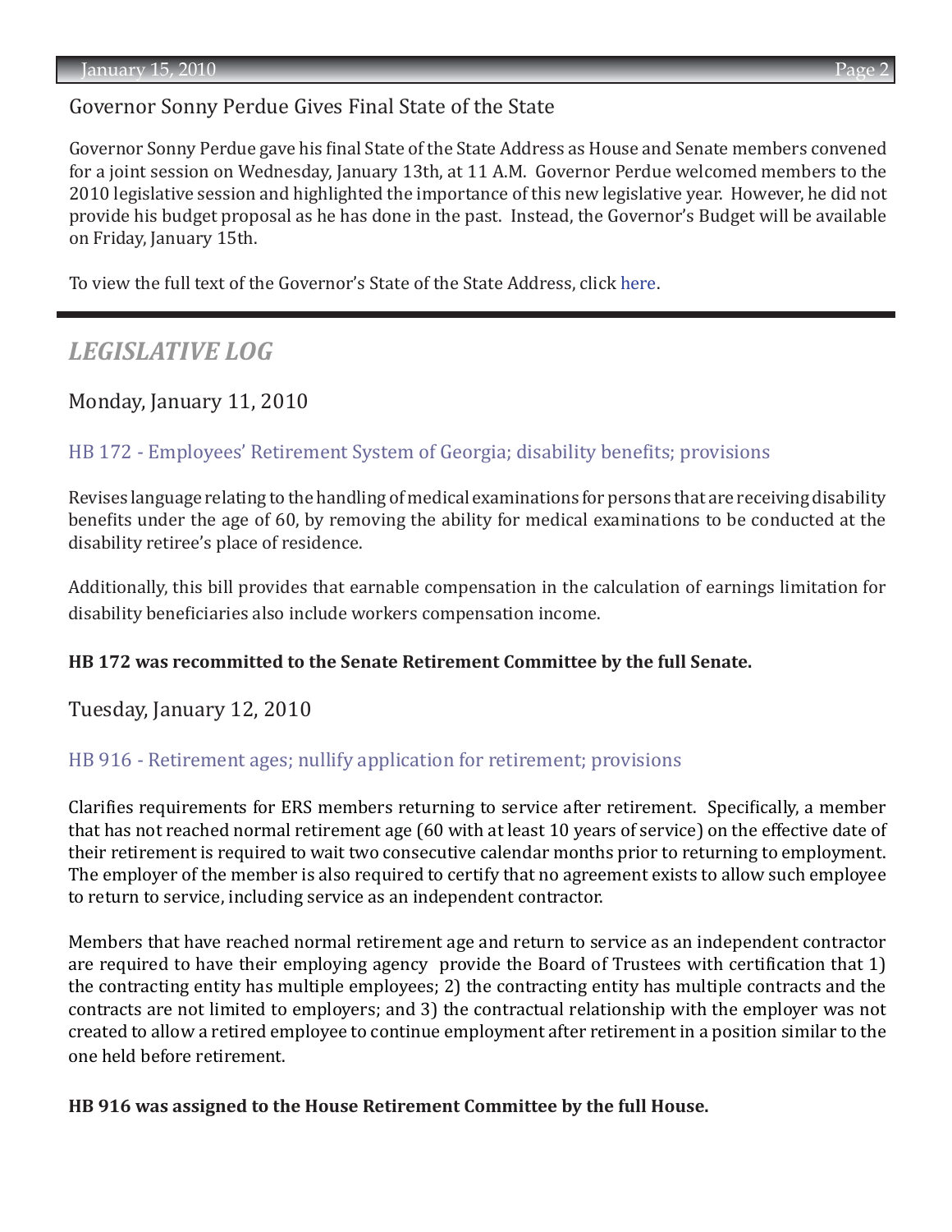## Governor Sonny Perdue Gives Final State of the State

Governor Sonny Perdue gave his final State of the State Address as House and Senate members convened for a joint session on Wednesday, January 13th, at 11 A.M. Governor Perdue welcomed members to the 2010 legislative session and highlighted the importance of this new legislative year. However, he did not provide his budget proposal as he has done in the past. Instead, the Governor's Budget will be available on Friday, January 15th.

To view the full text of the Governor's State of the State Address, click here.

---

# *LEGISLATIVE LOG*

## Monday, January 11, 2010

### HB 172 - Employees' Retirement System of Georgia; disability benefits; provisions

Revises language relating to the handling of medical examinations for persons that are receiving disability benefits under the age of 60, by removing the ability for medical examinations to be conducted at the disability retiree's place of residence.

Additionally, this bill provides that earnable compensation in the calculation of earnings limitation for disability beneficiaries also include workers compensation income.

**HB 172 was recommitted to the Senate Retirement Committee by the full Senate.**

## Tuesday, January 12, 2010

### HB 916 - Retirement ages; nullify application for retirement; provisions

Clarifies requirements for ERS members returning to service after retirement. Specifically, a member that has not reached normal retirement age (60 with at least 10 years of service) on the effective date of their retirement is required to wait two consecutive calendar months prior to returning to employment. The employer of the member is also required to certify that no agreement exists to allow such employee to return to service, including service as an independent contractor.

Members that have reached normal retirement age and return to service as an independent contractor are required to have their employing agency provide the Board of Trustees with certification that 1) the contracting entity has multiple employees; 2) the contracting entity has multiple contracts and the contracts are not limited to employers; and 3) the contractual relationship with the employer was not created to allow a retired employee to continue employment after retirement in a position similar to the one held before retirement.

**HB 916 was assigned to the House Retirement Committee by the full House.**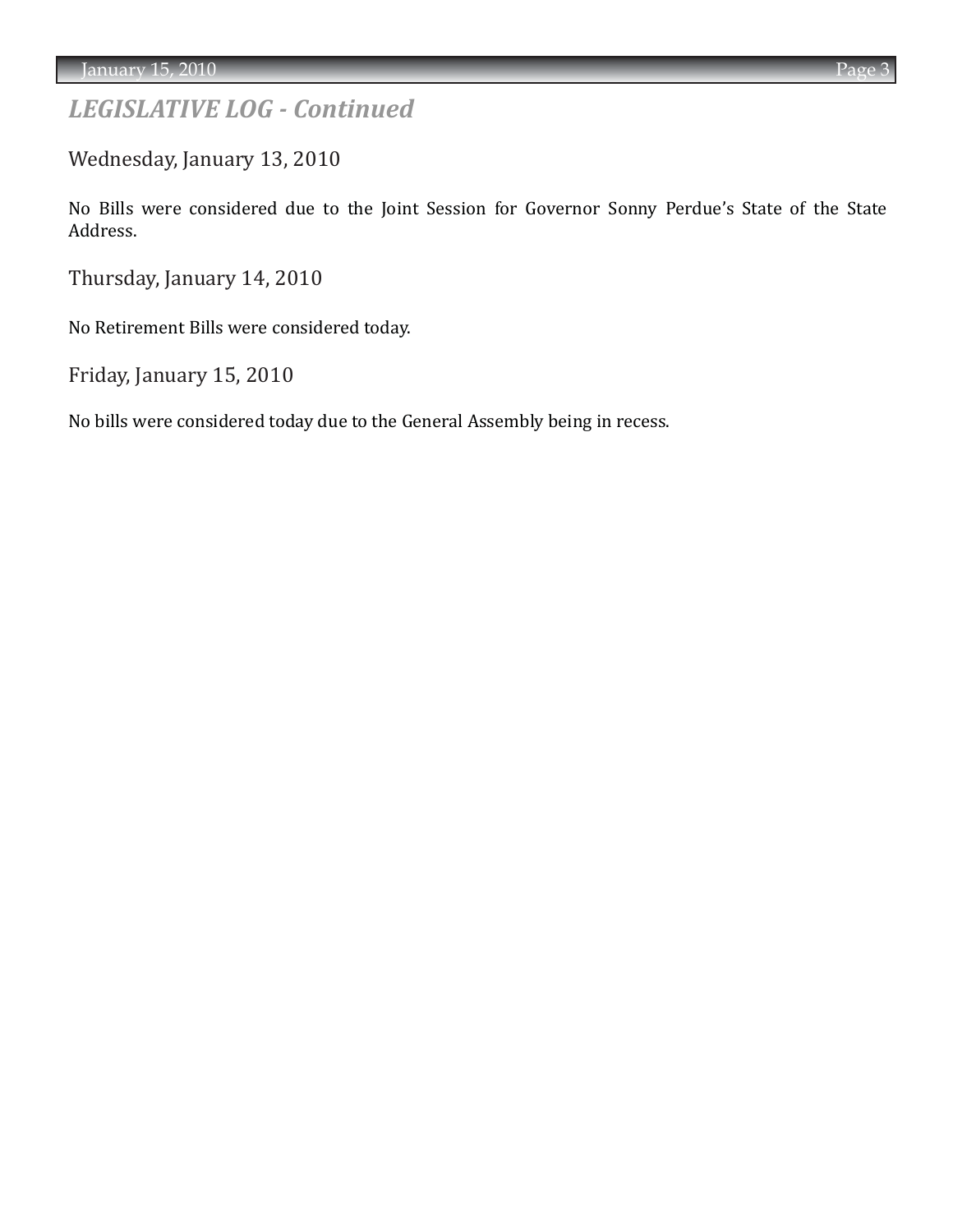## *LEGISLATIVE LOG - Continued*

### Wednesday, January 13, 2010

No Bills were considered due to the Joint Session for Governor Sonny Perdue's State of the State Address.

### Thursday, January 14, 2010

No Retirement Bills were considered today.

### Friday, January 15, 2010

No bills were considered today due to the General Assembly being in recess.